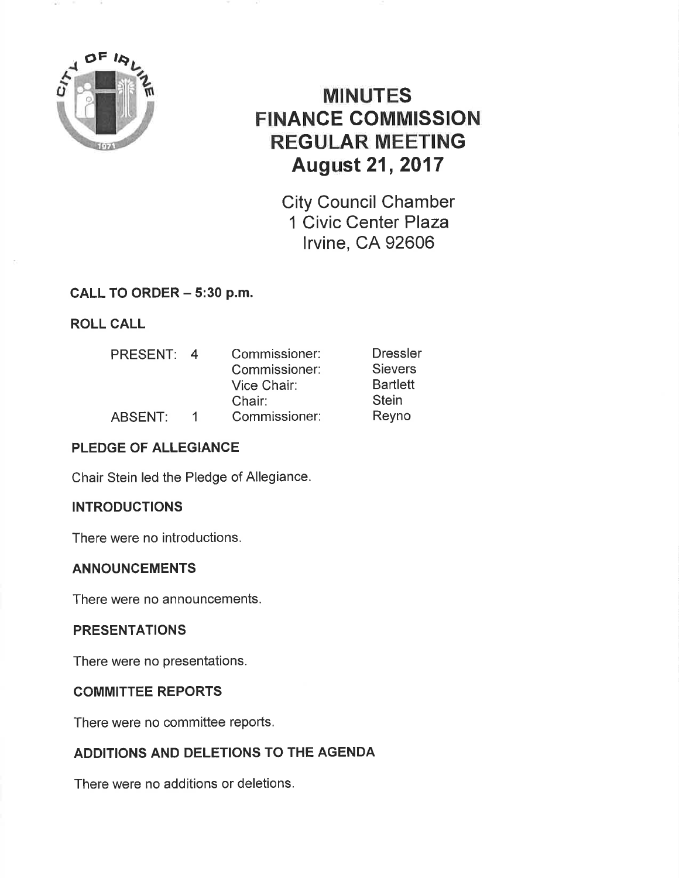# MINUTES
# FINANCE COMMISSION
# REGULAR MEETING
# August 21, 2017

City Council Chamber
1 Civic Center Plaza
Irvine, CA 92606

## CALL TO ORDER – 5:30 p.m.

## ROLL CALL

| | | | |
|---|---|---|---|
| PRESENT: | 4 | Commissioner: | Dressler |
| | | Commissioner: | Sievers |
| | | Vice Chair: | Bartlett |
| | | Chair: | Stein |
| ABSENT: | 1 | Commissioner: | Reyno |

## PLEDGE OF ALLEGIANCE

Chair Stein led the Pledge of Allegiance.

## INTRODUCTIONS

There were no introductions.

## ANNOUNCEMENTS

There were no announcements.

## PRESENTATIONS

There were no presentations.

## COMMITTEE REPORTS

There were no committee reports.

## ADDITIONS AND DELETIONS TO THE AGENDA

There were no additions or deletions.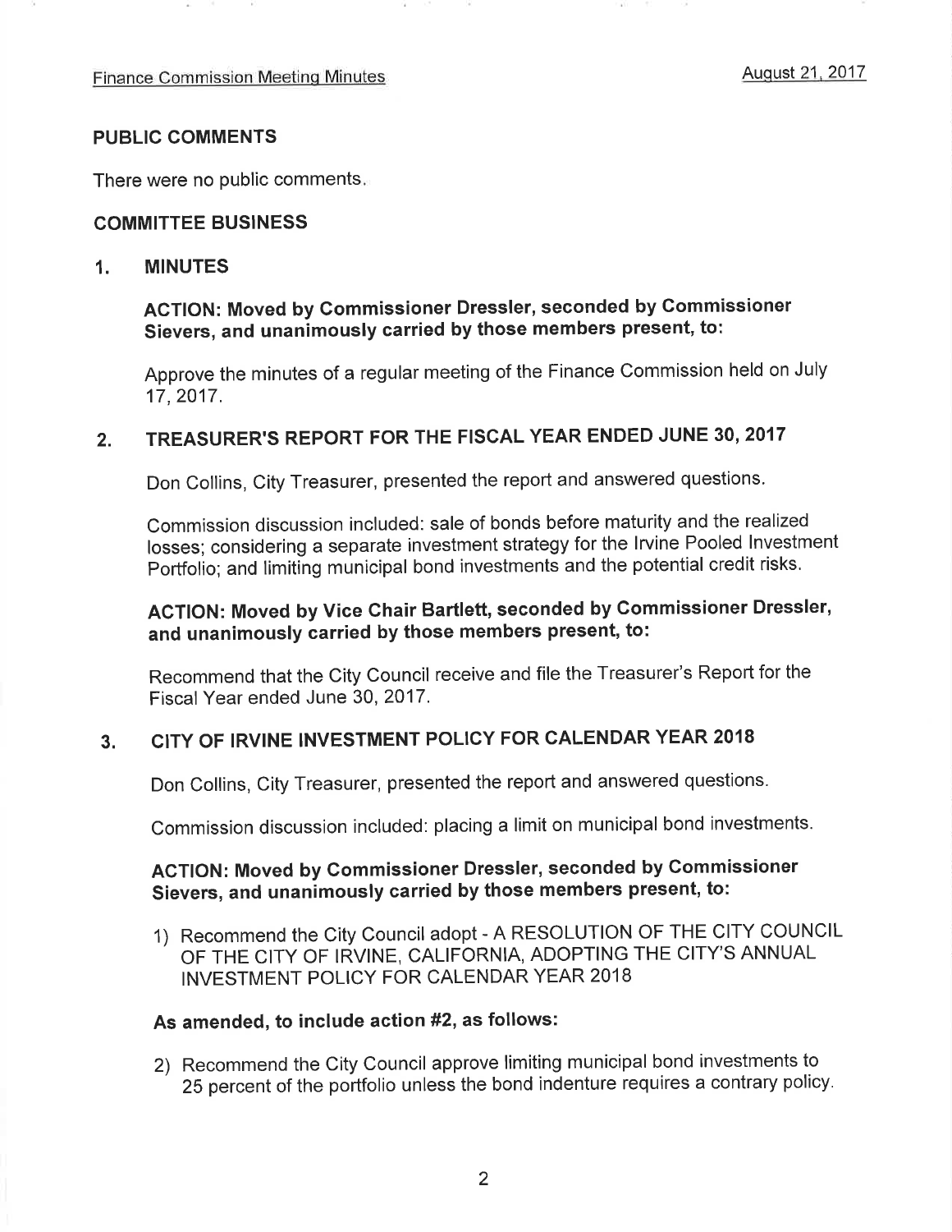## PUBLIC COMMENTS

There were no public comments.

## COMMITTEE BUSINESS

### 1. MINUTES

**ACTION: Moved by Commissioner Dressler, seconded by Commissioner Sievers, and unanimously carried by those members present, to:**

Approve the minutes of a regular meeting of the Finance Commission held on July 17, 2017.

### 2. TREASURER'S REPORT FOR THE FISCAL YEAR ENDED JUNE 30, 2017

Don Collins, City Treasurer, presented the report and answered questions.

Commission discussion included: sale of bonds before maturity and the realized losses; considering a separate investment strategy for the Irvine Pooled Investment Portfolio; and limiting municipal bond investments and the potential credit risks.

**ACTION: Moved by Vice Chair Bartlett, seconded by Commissioner Dressler, and unanimously carried by those members present, to:**

Recommend that the City Council receive and file the Treasurer's Report for the Fiscal Year ended June 30, 2017.

### 3. CITY OF IRVINE INVESTMENT POLICY FOR CALENDAR YEAR 2018

Don Collins, City Treasurer, presented the report and answered questions.

Commission discussion included: placing a limit on municipal bond investments.

**ACTION: Moved by Commissioner Dressler, seconded by Commissioner Sievers, and unanimously carried by those members present, to:**

1) Recommend the City Council adopt - A RESOLUTION OF THE CITY COUNCIL OF THE CITY OF IRVINE, CALIFORNIA, ADOPTING THE CITY'S ANNUAL INVESTMENT POLICY FOR CALENDAR YEAR 2018

**As amended, to include action #2, as follows:**

2) Recommend the City Council approve limiting municipal bond investments to 25 percent of the portfolio unless the bond indenture requires a contrary policy.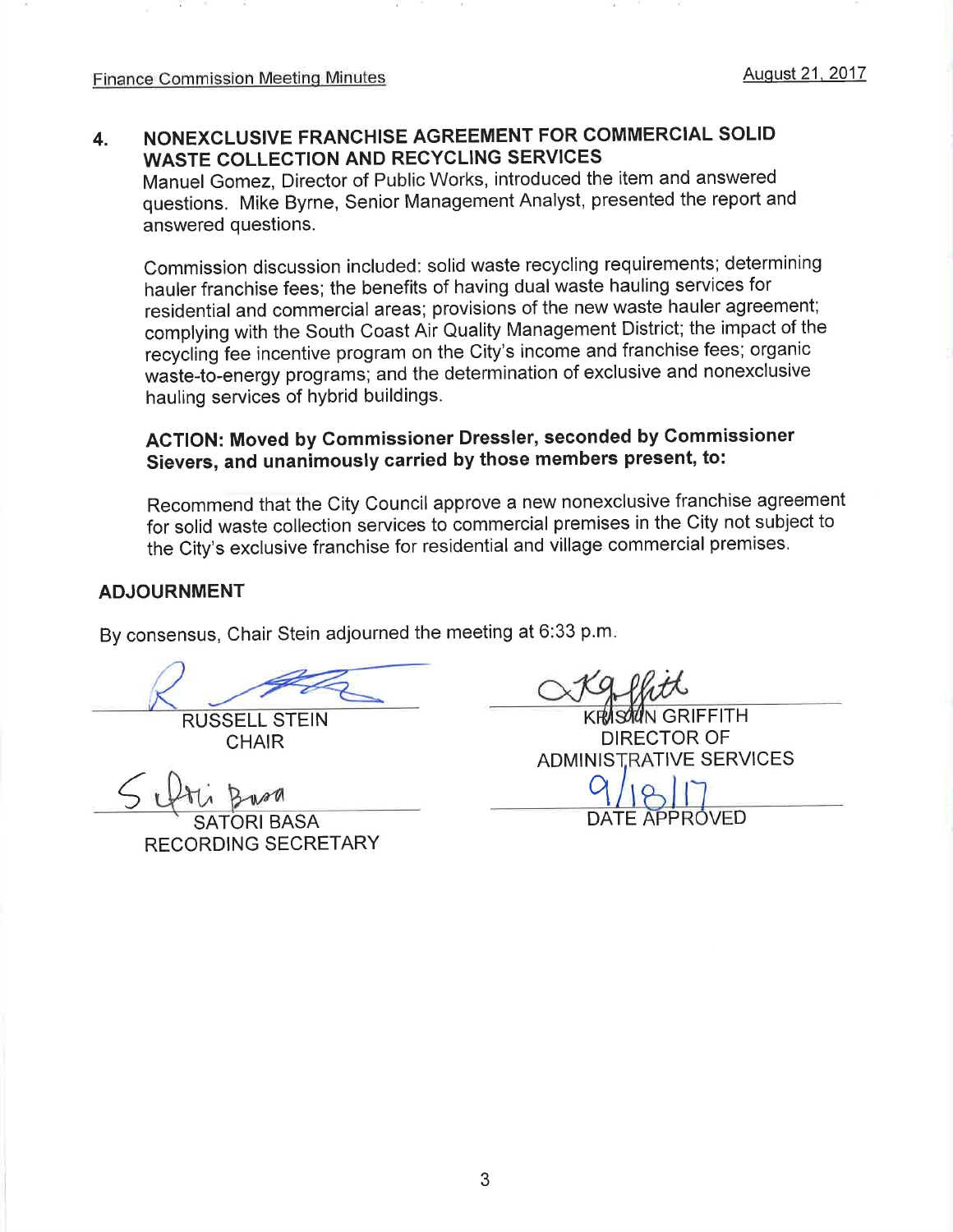## 4. NONEXCLUSIVE FRANCHISE AGREEMENT FOR COMMERCIAL SOLID WASTE COLLECTION AND RECYCLING SERVICES

Manuel Gomez, Director of Public Works, introduced the item and answered questions. Mike Byrne, Senior Management Analyst, presented the report and answered questions.

Commission discussion included: solid waste recycling requirements; determining hauler franchise fees; the benefits of having dual waste hauling services for residential and commercial areas; provisions of the new waste hauler agreement; complying with the South Coast Air Quality Management District; the impact of the recycling fee incentive program on the City's income and franchise fees; organic waste-to-energy programs; and the determination of exclusive and nonexclusive hauling services of hybrid buildings.

**ACTION: Moved by Commissioner Dressler, seconded by Commissioner Sievers, and unanimously carried by those members present, to:**

Recommend that the City Council approve a new nonexclusive franchise agreement for solid waste collection services to commercial premises in the City not subject to the City's exclusive franchise for residential and village commercial premises.

## ADJOURNMENT

By consensus, Chair Stein adjourned the meeting at 6:33 p.m.

RUSSELL STEIN
CHAIR

SATORI BASA
RECORDING SECRETARY

KRISTIN GRIFFITH
DIRECTOR OF ADMINISTRATIVE SERVICES

9/18/17
DATE APPROVED